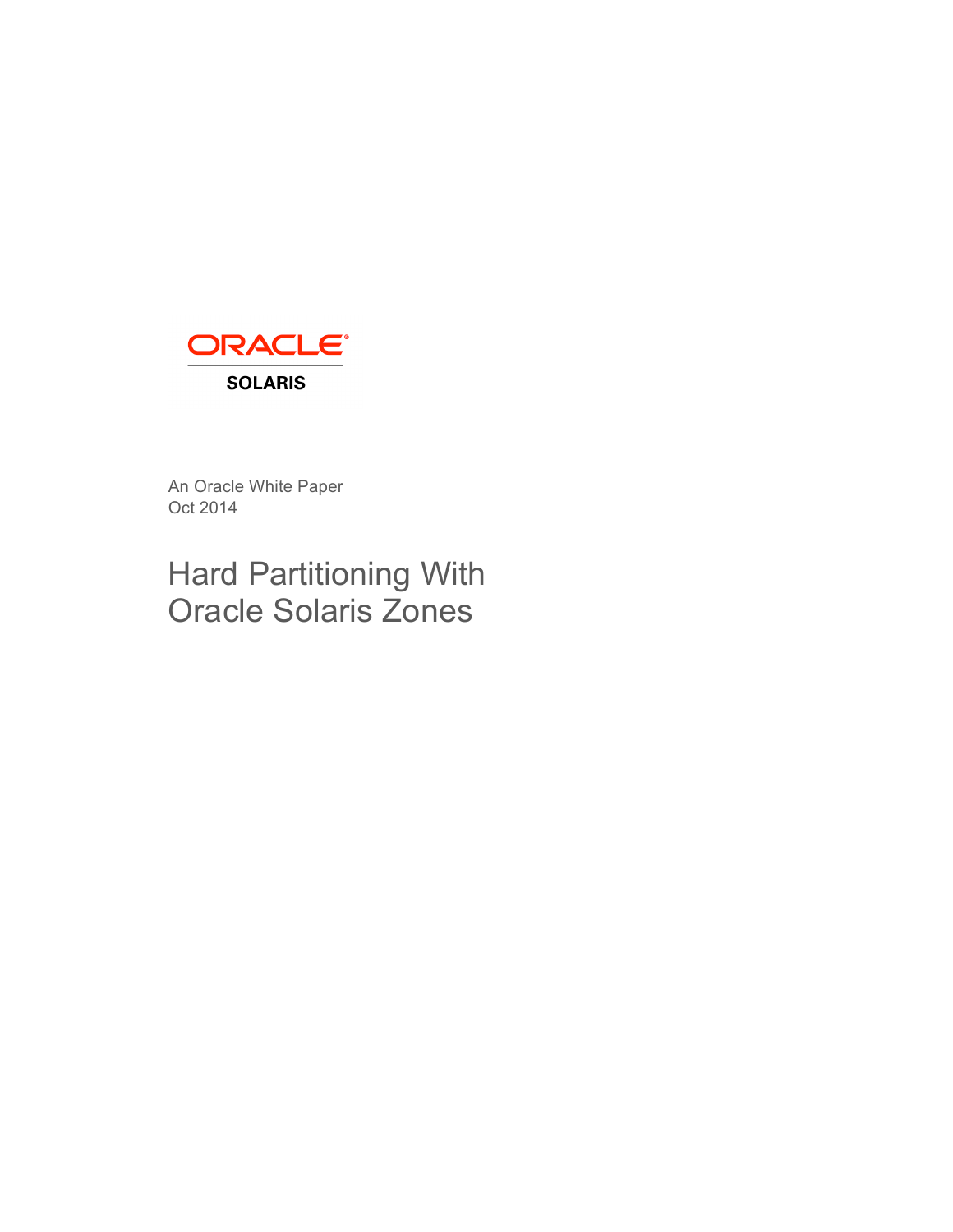ORACLE

SOLARIS

An Oracle White Paper
Oct 2014

# Hard Partitioning With Oracle Solaris Zones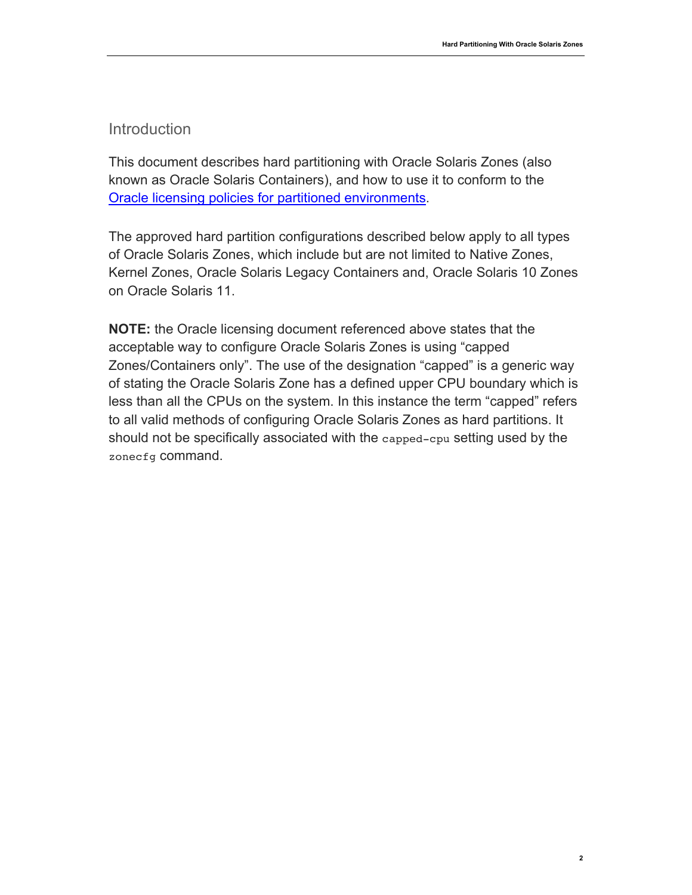## Introduction

This document describes hard partitioning with Oracle Solaris Zones (also known as Oracle Solaris Containers), and how to use it to conform to the [Oracle licensing policies for partitioned environments](#).

The approved hard partition configurations described below apply to all types of Oracle Solaris Zones, which include but are not limited to Native Zones, Kernel Zones, Oracle Solaris Legacy Containers and, Oracle Solaris 10 Zones on Oracle Solaris 11.

**NOTE:** the Oracle licensing document referenced above states that the acceptable way to configure Oracle Solaris Zones is using "capped Zones/Containers only". The use of the designation "capped" is a generic way of stating the Oracle Solaris Zone has a defined upper CPU boundary which is less than all the CPUs on the system. In this instance the term "capped" refers to all valid methods of configuring Oracle Solaris Zones as hard partitions. It should not be specifically associated with the `capped-cpu` setting used by the `zonecfg` command.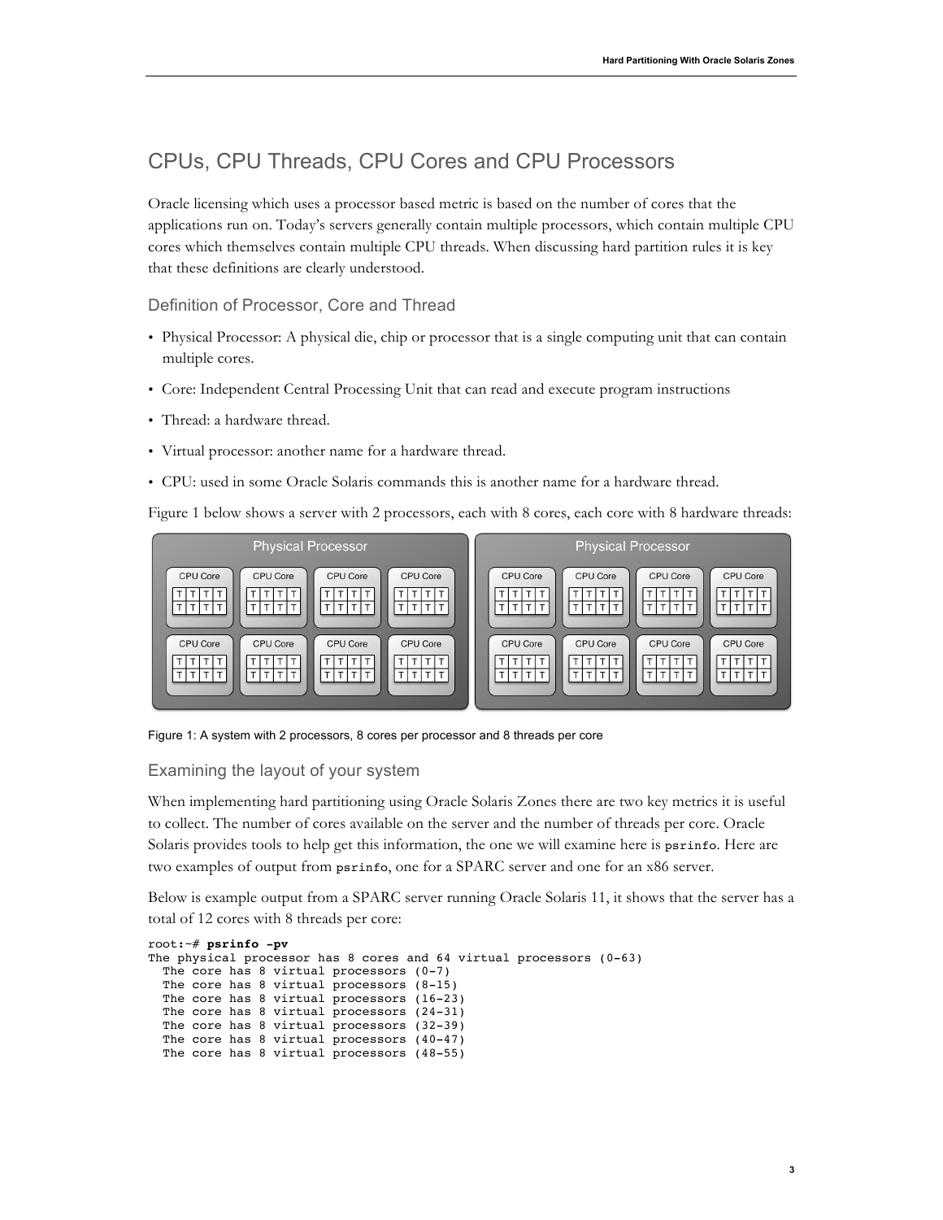## CPUs, CPU Threads, CPU Cores and CPU Processors

Oracle licensing which uses a processor based metric is based on the number of cores that the applications run on. Today's servers generally contain multiple processors, which contain multiple CPU cores which themselves contain multiple CPU threads. When discussing hard partition rules it is key that these definitions are clearly understood.

### Definition of Processor, Core and Thread

- Physical Processor: A physical die, chip or processor that is a single computing unit that can contain multiple cores.
- Core: Independent Central Processing Unit that can read and execute program instructions
- Thread: a hardware thread.
- Virtual processor: another name for a hardware thread.
- CPU: used in some Oracle Solaris commands this is another name for a hardware thread.

Figure 1 below shows a server with 2 processors, each with 8 cores, each core with 8 hardware threads:

Figure 1: A system with 2 processors, 8 cores per processor and 8 threads per core

### Examining the layout of your system

When implementing hard partitioning using Oracle Solaris Zones there are two key metrics it is useful to collect. The number of cores available on the server and the number of threads per core. Oracle Solaris provides tools to help get this information, the one we will examine here is `psrinfo`. Here are two examples of output from `psrinfo`, one for a SPARC server and one for an x86 server.

Below is example output from a SPARC server running Oracle Solaris 11, it shows that the server has a total of 12 cores with 8 threads per core:

```
root:~# psrinfo -pv
The physical processor has 8 cores and 64 virtual processors (0-63)
  The core has 8 virtual processors (0-7)
  The core has 8 virtual processors (8-15)
  The core has 8 virtual processors (16-23)
  The core has 8 virtual processors (24-31)
  The core has 8 virtual processors (32-39)
  The core has 8 virtual processors (40-47)
  The core has 8 virtual processors (48-55)
```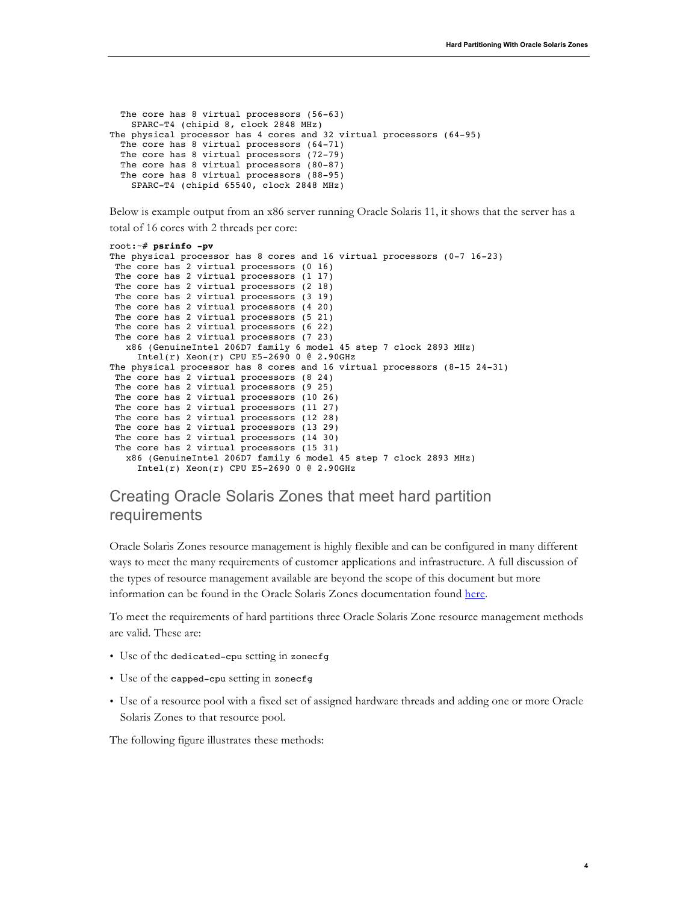```
  The core has 8 virtual processors (56-63)
    SPARC-T4 (chipid 8, clock 2848 MHz)
The physical processor has 4 cores and 32 virtual processors (64-95)
  The core has 8 virtual processors (64-71)
  The core has 8 virtual processors (72-79)
  The core has 8 virtual processors (80-87)
  The core has 8 virtual processors (88-95)
    SPARC-T4 (chipid 65540, clock 2848 MHz)
```

Below is example output from an x86 server running Oracle Solaris 11, it shows that the server has a total of 16 cores with 2 threads per core:

```
root:~# psrinfo -pv
The physical processor has 8 cores and 16 virtual processors (0-7 16-23)
 The core has 2 virtual processors (0 16)
 The core has 2 virtual processors (1 17)
 The core has 2 virtual processors (2 18)
 The core has 2 virtual processors (3 19)
 The core has 2 virtual processors (4 20)
 The core has 2 virtual processors (5 21)
 The core has 2 virtual processors (6 22)
 The core has 2 virtual processors (7 23)
   x86 (GenuineIntel 206D7 family 6 model 45 step 7 clock 2893 MHz)
     Intel(r) Xeon(r) CPU E5-2690 0 @ 2.90GHz
The physical processor has 8 cores and 16 virtual processors (8-15 24-31)
 The core has 2 virtual processors (8 24)
 The core has 2 virtual processors (9 25)
 The core has 2 virtual processors (10 26)
 The core has 2 virtual processors (11 27)
 The core has 2 virtual processors (12 28)
 The core has 2 virtual processors (13 29)
 The core has 2 virtual processors (14 30)
 The core has 2 virtual processors (15 31)
   x86 (GenuineIntel 206D7 family 6 model 45 step 7 clock 2893 MHz)
     Intel(r) Xeon(r) CPU E5-2690 0 @ 2.90GHz
```

## Creating Oracle Solaris Zones that meet hard partition requirements

Oracle Solaris Zones resource management is highly flexible and can be configured in many different ways to meet the many requirements of customer applications and infrastructure. A full discussion of the types of resource management available are beyond the scope of this document but more information can be found in the Oracle Solaris Zones documentation found here.

To meet the requirements of hard partitions three Oracle Solaris Zone resource management methods are valid. These are:

- Use of the `dedicated-cpu` setting in `zonecfg`
- Use of the `capped-cpu` setting in `zonecfg`
- Use of a resource pool with a fixed set of assigned hardware threads and adding one or more Oracle Solaris Zones to that resource pool.

The following figure illustrates these methods: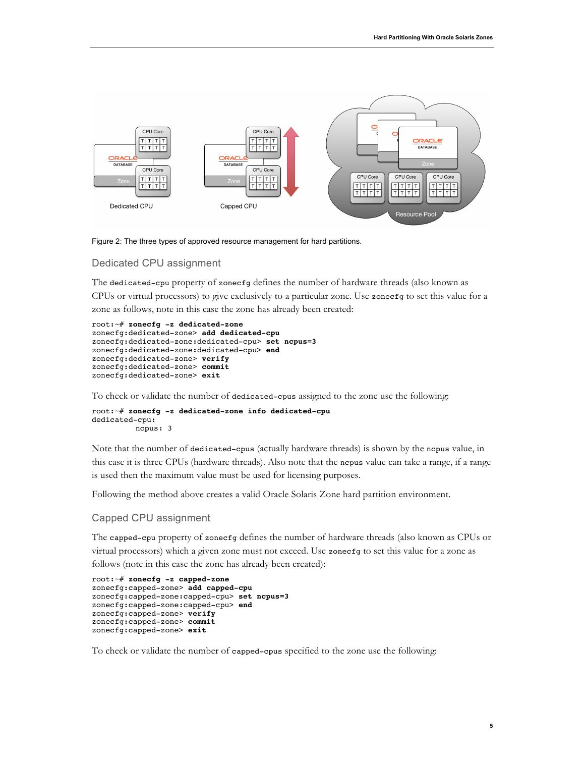Figure 2: The three types of approved resource management for hard partitions.

## Dedicated CPU assignment

The `dedicated-cpu` property of `zonecfg` defines the number of hardware threads (also known as CPUs or virtual processors) to give exclusively to a particular zone. Use `zonecfg` to set this value for a zone as follows, note in this case the zone has already been created:

```
root:~# zonecfg -z dedicated-zone
zonecfg:dedicated-zone> add dedicated-cpu
zonecfg:dedicated-zone:dedicated-cpu> set ncpus=3
zonecfg:dedicated-zone:dedicated-cpu> end
zonecfg:dedicated-zone> verify
zonecfg:dedicated-zone> commit
zonecfg:dedicated-zone> exit
```

To check or validate the number of `dedicated-cpus` assigned to the zone use the following:

```
root:~# zonecfg -z dedicated-zone info dedicated-cpu
dedicated-cpu:
        ncpus: 3
```

Note that the number of `dedicated-cpus` (actually hardware threads) is shown by the `ncpus` value, in this case it is three CPUs (hardware threads). Also note that the `ncpus` value can take a range, if a range is used then the maximum value must be used for licensing purposes.

Following the method above creates a valid Oracle Solaris Zone hard partition environment.

## Capped CPU assignment

The `capped-cpu` property of `zonecfg` defines the number of hardware threads (also known as CPUs or virtual processors) which a given zone must not exceed. Use `zonecfg` to set this value for a zone as follows (note in this case the zone has already been created):

```
root:~# zonecfg -z capped-zone
zonecfg:capped-zone> add capped-cpu
zonecfg:capped-zone:capped-cpu> set ncpus=3
zonecfg:capped-zone:capped-cpu> end
zonecfg:capped-zone> verify
zonecfg:capped-zone> commit
zonecfg:capped-zone> exit
```

To check or validate the number of `capped-cpus` specified to the zone use the following: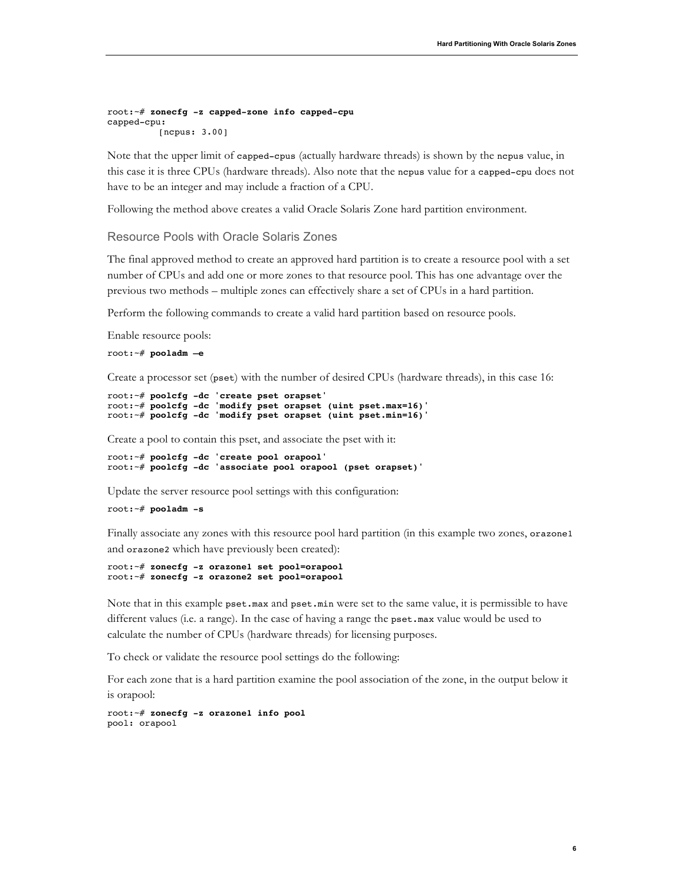```
root:~# zonecfg -z capped-zone info capped-cpu
capped-cpu:
         [ncpus: 3.00]
```

Note that the upper limit of `capped-cpus` (actually hardware threads) is shown by the `ncpus` value, in this case it is three CPUs (hardware threads). Also note that the `ncpus` value for a `capped-cpu` does not have to be an integer and may include a fraction of a CPU.

Following the method above creates a valid Oracle Solaris Zone hard partition environment.

### Resource Pools with Oracle Solaris Zones

The final approved method to create an approved hard partition is to create a resource pool with a set number of CPUs and add one or more zones to that resource pool. This has one advantage over the previous two methods – multiple zones can effectively share a set of CPUs in a hard partition.

Perform the following commands to create a valid hard partition based on resource pools.

Enable resource pools:

```
root:~# pooladm –e
```

Create a processor set (`pset`) with the number of desired CPUs (hardware threads), in this case 16:

```
root:~# poolcfg -dc 'create pset orapset'
root:~# poolcfg -dc 'modify pset orapset (uint pset.max=16)'
root:~# poolcfg -dc 'modify pset orapset (uint pset.min=16)'
```

Create a pool to contain this pset, and associate the pset with it:

```
root:~# poolcfg -dc 'create pool orapool'
root:~# poolcfg -dc 'associate pool orapool (pset orapset)'
```

Update the server resource pool settings with this configuration:

```
root:~# pooladm -s
```

Finally associate any zones with this resource pool hard partition (in this example two zones, `orazone1` and `orazone2` which have previously been created):

```
root:~# zonecfg -z orazone1 set pool=orapool
root:~# zonecfg -z orazone2 set pool=orapool
```

Note that in this example `pset.max` and `pset.min` were set to the same value, it is permissible to have different values (i.e. a range). In the case of having a range the `pset.max` value would be used to calculate the number of CPUs (hardware threads) for licensing purposes.

To check or validate the resource pool settings do the following:

For each zone that is a hard partition examine the pool association of the zone, in the output below it is orapool:

```
root:~# zonecfg -z orazone1 info pool
pool: orapool
```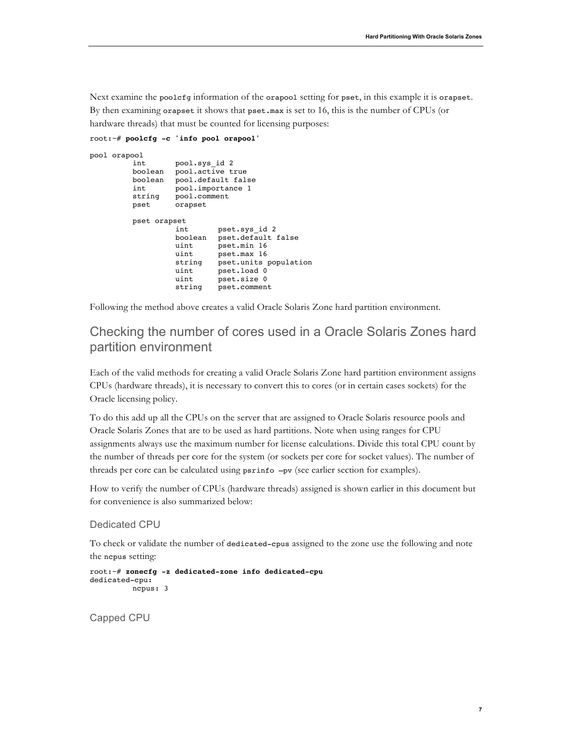Next examine the `poolcfg` information of the `orapool` setting for `pset`, in this example it is `orapset`. By then examining `orapset` it shows that `pset.max` is set to 16, this is the number of CPUs (or hardware threads) that must be counted for licensing purposes:

```
root:~# poolcfg -c 'info pool orapool'

pool orapool
        int       pool.sys_id 2
        boolean   pool.active true
        boolean   pool.default false
        int       pool.importance 1
        string    pool.comment
        pset      orapset

        pset orapset
                int       pset.sys_id 2
                boolean   pset.default false
                uint      pset.min 16
                uint      pset.max 16
                string    pset.units population
                uint      pset.load 0
                uint      pset.size 0
                string    pset.comment
```

Following the method above creates a valid Oracle Solaris Zone hard partition environment.

## Checking the number of cores used in a Oracle Solaris Zones hard partition environment

Each of the valid methods for creating a valid Oracle Solaris Zone hard partition environment assigns CPUs (hardware threads), it is necessary to convert this to cores (or in certain cases sockets) for the Oracle licensing policy.

To do this add up all the CPUs on the server that are assigned to Oracle Solaris resource pools and Oracle Solaris Zones that are to be used as hard partitions. Note when using ranges for CPU assignments always use the maximum number for license calculations. Divide this total CPU count by the number of threads per core for the system (or sockets per core for socket values). The number of threads per core can be calculated using `psrinfo –pv` (see earlier section for examples).

How to verify the number of CPUs (hardware threads) assigned is shown earlier in this document but for convenience is also summarized below:

### Dedicated CPU

To check or validate the number of `dedicated-cpus` assigned to the zone use the following and note the `ncpus` setting:

```
root:~# zonecfg -z dedicated-zone info dedicated-cpu
dedicated-cpu:
        ncpus: 3
```

### Capped CPU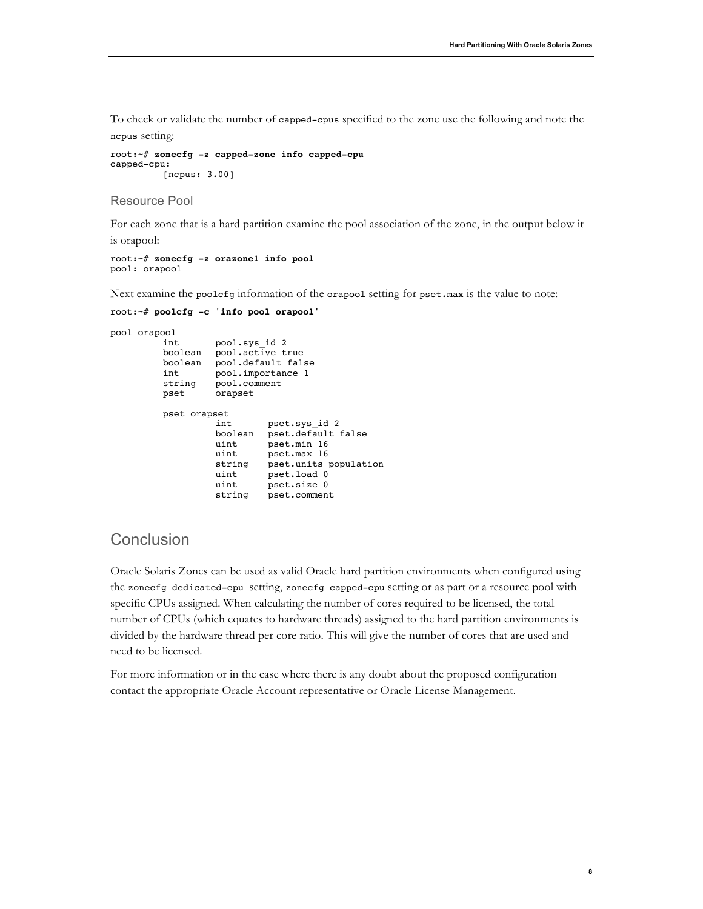To check or validate the number of `capped-cpus` specified to the zone use the following and note the `ncpus` setting:

```
root:~# zonecfg -z capped-zone info capped-cpu
capped-cpu:
          [ncpus: 3.00]
```

### Resource Pool

For each zone that is a hard partition examine the pool association of the zone, in the output below it is orapool:

```
root:~# zonecfg -z orazone1 info pool
pool: orapool
```

Next examine the `poolcfg` information of the `orapool` setting for `pset.max` is the value to note:

```
root:~# poolcfg -c 'info pool orapool'

pool orapool
          int       pool.sys_id 2
          boolean   pool.active true
          boolean   pool.default false
          int       pool.importance 1
          string    pool.comment
          pset      orapset

          pset orapset
                    int       pset.sys_id 2
                    boolean   pset.default false
                    uint      pset.min 16
                    uint      pset.max 16
                    string    pset.units population
                    uint      pset.load 0
                    uint      pset.size 0
                    string    pset.comment
```

## Conclusion

Oracle Solaris Zones can be used as valid Oracle hard partition environments when configured using the `zonecfg dedicated-cpu` setting, `zonecfg capped-cpu` setting or as part or a resource pool with specific CPUs assigned. When calculating the number of cores required to be licensed, the total number of CPUs (which equates to hardware threads) assigned to the hard partition environments is divided by the hardware thread per core ratio. This will give the number of cores that are used and need to be licensed.

For more information or in the case where there is any doubt about the proposed configuration contact the appropriate Oracle Account representative or Oracle License Management.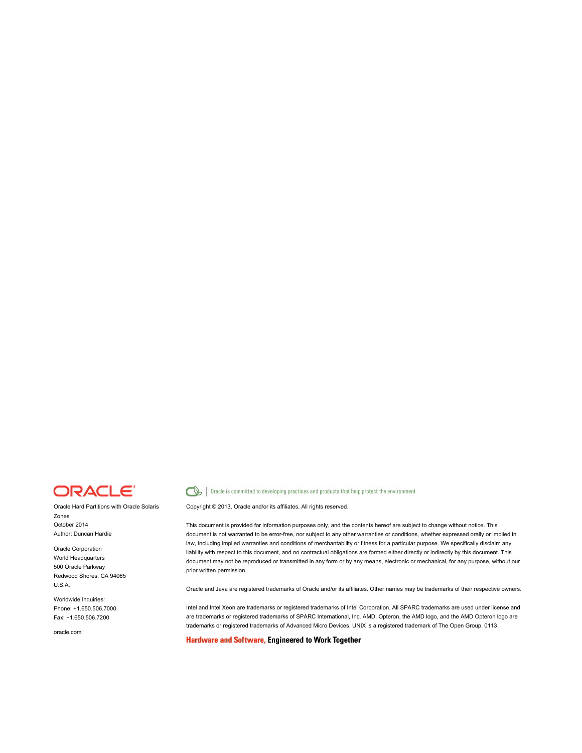ORACLE

Oracle Hard Partitions with Oracle Solaris Zones
October 2014
Author: Duncan Hardie

Oracle Corporation
World Headquarters
500 Oracle Parkway
Redwood Shores, CA 94065
U.S.A.

Worldwide Inquiries:
Phone: +1.650.506.7000
Fax: +1.650.506.7200

oracle.com

Oracle is committed to developing practices and products that help protect the environment

Copyright © 2013, Oracle and/or its affiliates. All rights reserved.

This document is provided for information purposes only, and the contents hereof are subject to change without notice. This document is not warranted to be error-free, nor subject to any other warranties or conditions, whether expressed orally or implied in law, including implied warranties and conditions of merchantability or fitness for a particular purpose. We specifically disclaim any liability with respect to this document, and no contractual obligations are formed either directly or indirectly by this document. This document may not be reproduced or transmitted in any form or by any means, electronic or mechanical, for any purpose, without our prior written permission.

Oracle and Java are registered trademarks of Oracle and/or its affiliates. Other names may be trademarks of their respective owners.

Intel and Intel Xeon are trademarks or registered trademarks of Intel Corporation. All SPARC trademarks are used under license and are trademarks or registered trademarks of SPARC International, Inc. AMD, Opteron, the AMD logo, and the AMD Opteron logo are trademarks or registered trademarks of Advanced Micro Devices. UNIX is a registered trademark of The Open Group. 0113

**Hardware and Software, Engineered to Work Together**